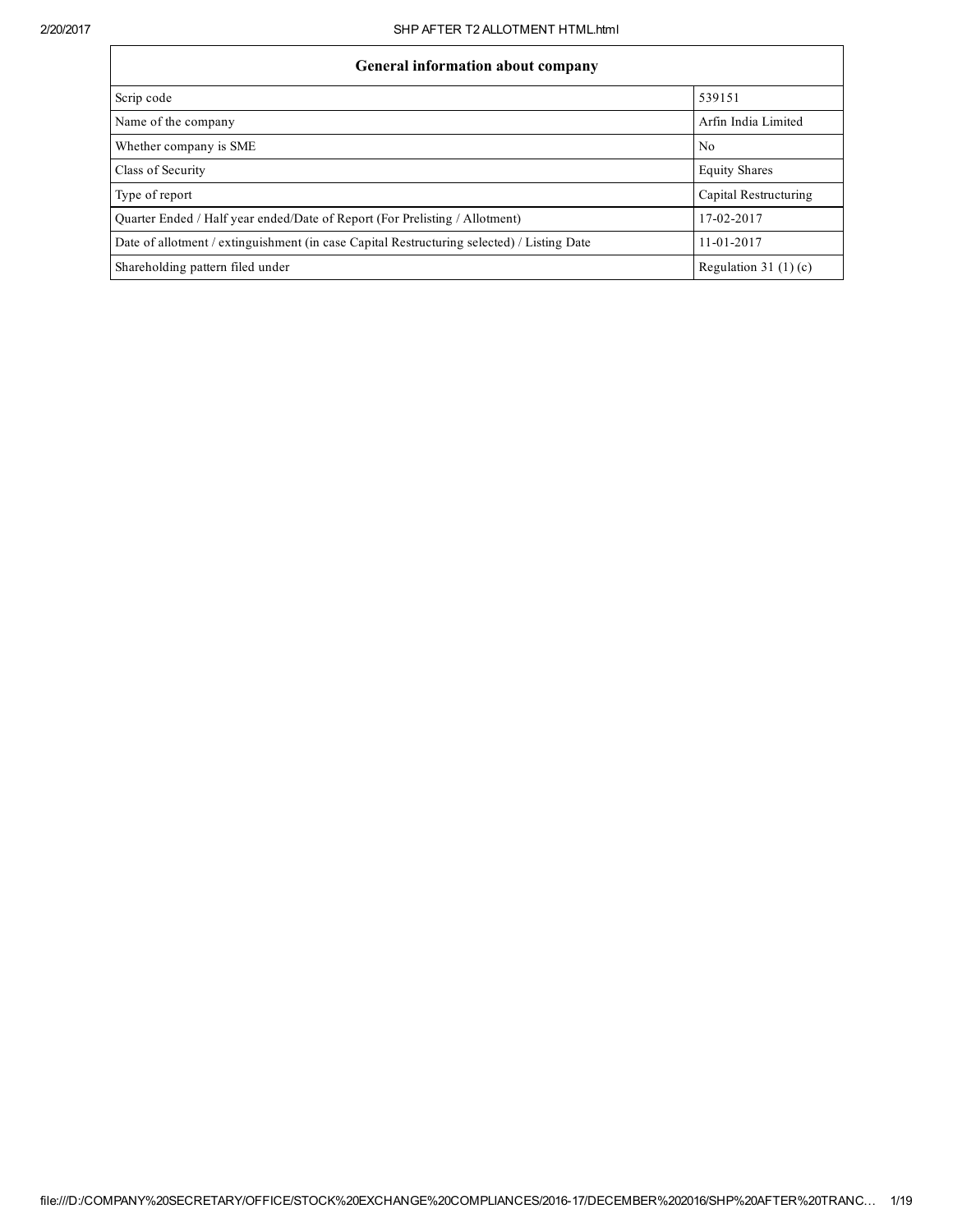| General information about company | |
|---|---|
| Scrip code | 539151 |
| Name of the company | Arfin India Limited |
| Whether company is SME | No |
| Class of Security | Equity Shares |
| Type of report | Capital Restructuring |
| Quarter Ended / Half year ended/Date of Report (For Prelisting / Allotment) | 17-02-2017 |
| Date of allotment / extinguishment (in case Capital Restructuring selected) / Listing Date | 11-01-2017 |
| Shareholding pattern filed under | Regulation 31 (1) (c) |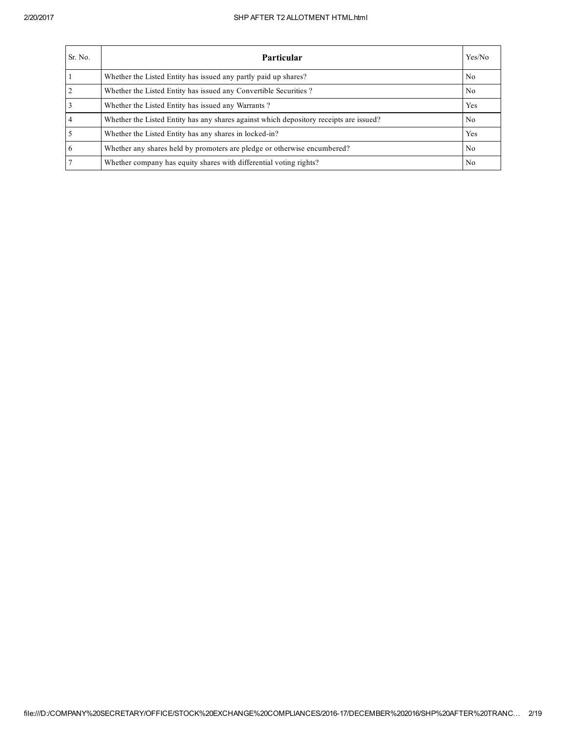| Sr. No. | Particular | Yes/No |
| --- | --- | --- |
| 1 | Whether the Listed Entity has issued any partly paid up shares? | No |
| 2 | Whether the Listed Entity has issued any Convertible Securities ? | No |
| 3 | Whether the Listed Entity has issued any Warrants ? | Yes |
| 4 | Whether the Listed Entity has any shares against which depository receipts are issued? | No |
| 5 | Whether the Listed Entity has any shares in locked-in? | Yes |
| 6 | Whether any shares held by promoters are pledge or otherwise encumbered? | No |
| 7 | Whether company has equity shares with differential voting rights? | No |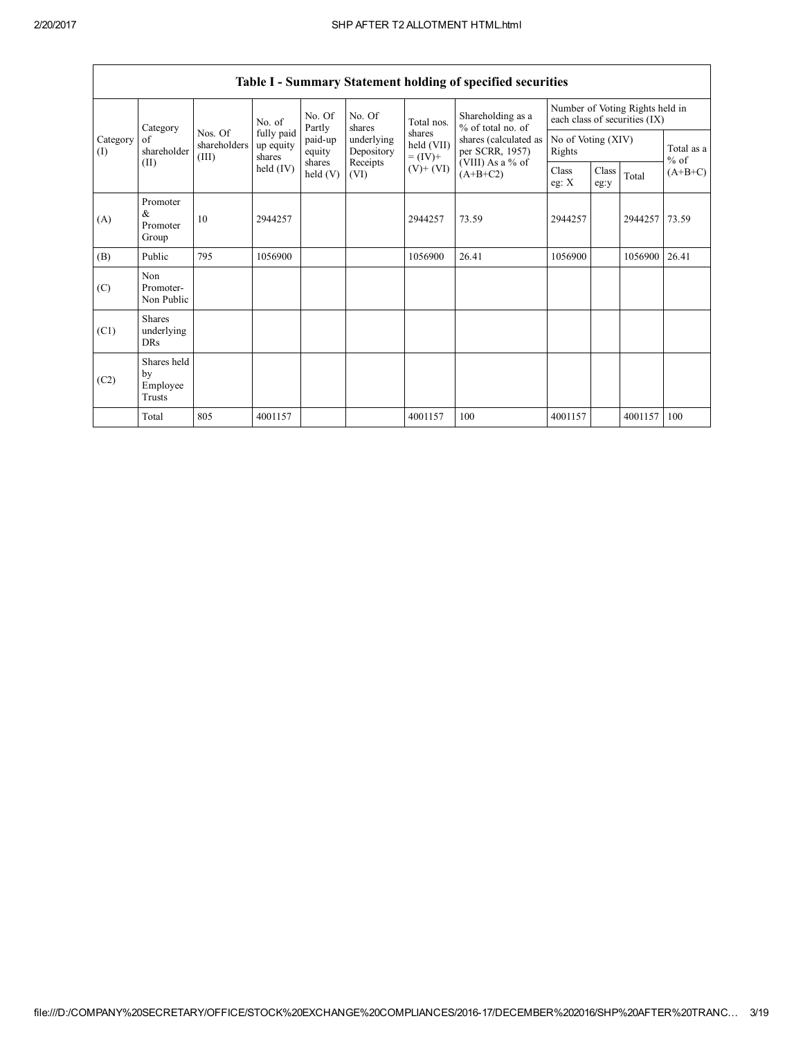| Table I - Summary Statement holding of specified securities | | | | | | | | | | | | |
|---|---|---|---|---|---|---|---|---|---|---|---|---|
| Category (I) | Category of shareholder (II) | Nos. Of shareholders (III) | No. of fully paid up equity shares held (IV) | No. Of Partly paid-up equity shares held (V) | No. Of shares underlying Depository Receipts (VI) | Total nos. shares held (VII) = (IV)+ (V)+ (VI) | Shareholding as a % of total no. of shares (calculated as per SCRR, 1957) (VIII) As a % of (A+B+C2) | Number of Voting Rights held in each class of securities (IX) | | | |
| | | | | | | | | No of Voting (XIV) Rights | | | Total as a % of (A+B+C) |
| | | | | | | | | Class eg: X | Class eg:y | Total | |
| (A) | Promoter & Promoter Group | 10 | 2944257 | | | 2944257 | 73.59 | 2944257 | | 2944257 | 73.59 |
| (B) | Public | 795 | 1056900 | | | 1056900 | 26.41 | 1056900 | | 1056900 | 26.41 |
| (C) | Non Promoter- Non Public | | | | | | | | | | |
| (C1) | Shares underlying DRs | | | | | | | | | | |
| (C2) | Shares held by Employee Trusts | | | | | | | | | | |
| | Total | 805 | 4001157 | | | 4001157 | 100 | 4001157 | | 4001157 | 100 |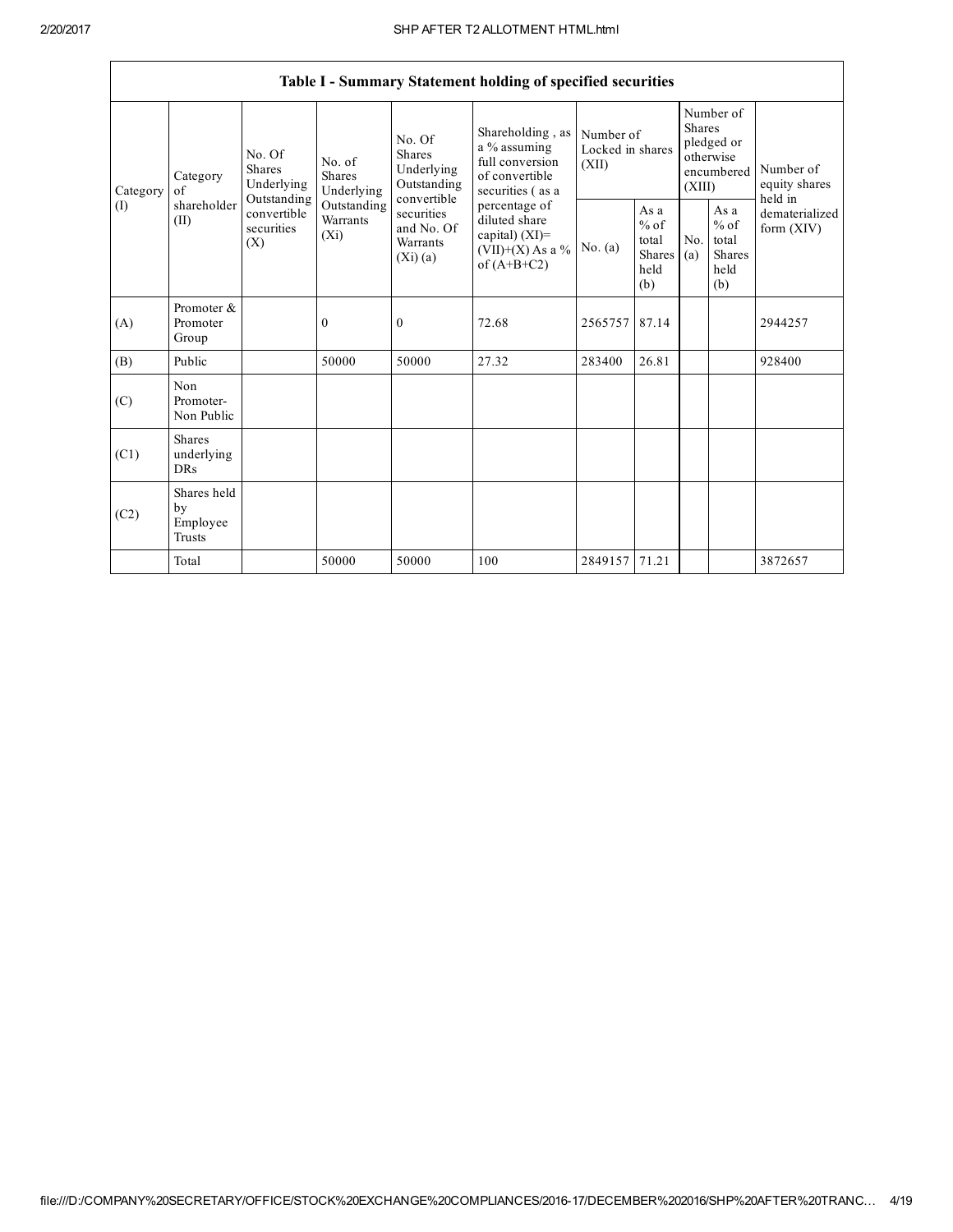| Table I - Summary Statement holding of specified securities | | | | | | | | | | | |
|---|---|---|---|---|---|---|---|---|---|---|---|
| Category (I) | Category of shareholder (II) | No. Of Shares Underlying Outstanding convertible securities (X) | No. of Shares Underlying Outstanding Warrants (Xi) | No. Of Shares Underlying Outstanding convertible securities and No. Of Warrants (Xi) (a) | Shareholding , as a % assuming full conversion of convertible securities ( as a percentage of diluted share capital) (XI)= (VII)+(X) As a % of (A+B+C2) | Number of Locked in shares (XII) | | Number of Shares pledged or otherwise encumbered (XIII) | | Number of equity shares held in dematerialized form (XIV) |
| | | | | | | No. (a) | As a % of total Shares held (b) | No. (a) | As a % of total Shares held (b) | |
| (A) | Promoter & Promoter Group | | 0 | 0 | 72.68 | 2565757 | 87.14 | | | 2944257 |
| (B) | Public | | 50000 | 50000 | 27.32 | 283400 | 26.81 | | | 928400 |
| (C) | Non Promoter- Non Public | | | | | | | | | |
| (C1) | Shares underlying DRs | | | | | | | | | |
| (C2) | Shares held by Employee Trusts | | | | | | | | | |
| | Total | | 50000 | 50000 | 100 | 2849157 | 71.21 | | | 3872657 |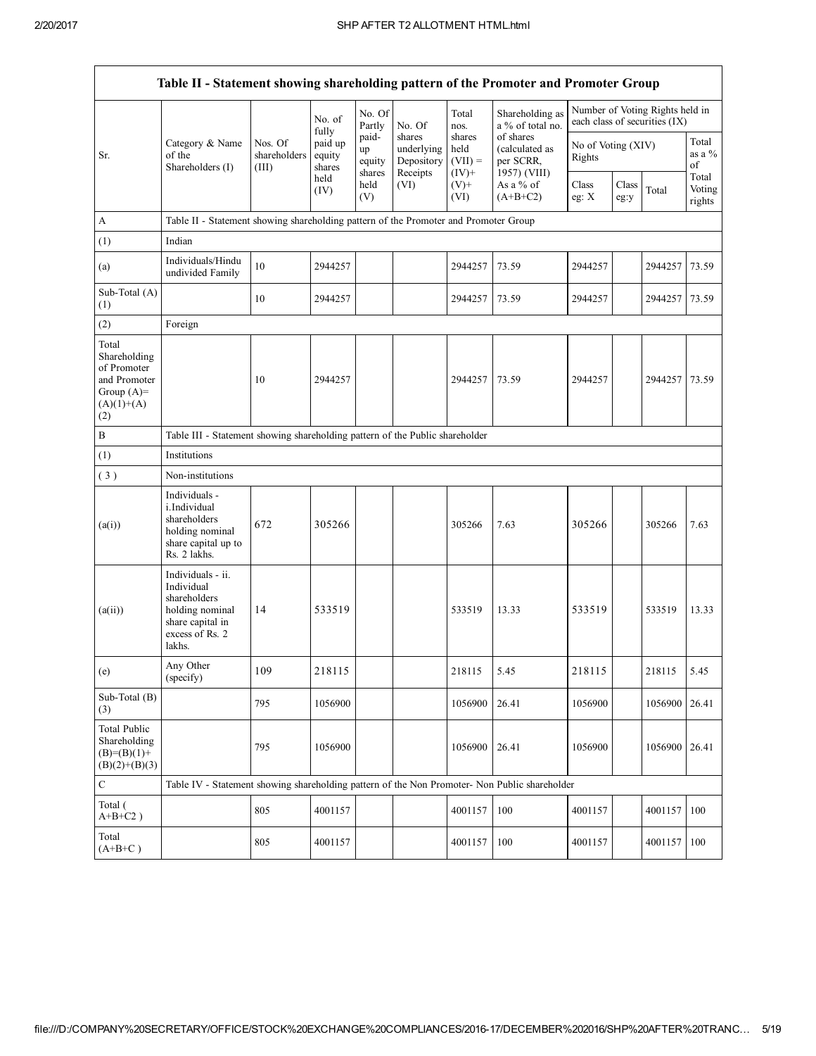| Table II - Statement showing shareholding pattern of the Promoter and Promoter Group | | | | | | | | | | | |
|---|---|---|---|---|---|---|---|---|---|---|---|
| Sr. | Category & Name of the Shareholders (I) | Nos. Of shareholders (III) | No. of fully paid up equity shares held (IV) | No. Of Partly paid-up equity shares held (V) | No. Of shares underlying Depository Receipts (VI) | Total nos. shares held (VII) = (IV)+ (V)+ (VI) | Shareholding as a % of total no. of shares (calculated as per SCRR, 1957) (VIII) As a % of (A+B+C2) | Number of Voting Rights held in each class of securities (IX) | | | |
| | | | | | | | | No of Voting (XIV) Rights | | | Total as a % of Total Voting rights |
| | | | | | | | | Class eg: X | Class eg:y | Total | |
| A | Table II - Statement showing shareholding pattern of the Promoter and Promoter Group | | | | | | | | | | |
| (1) | Indian | | | | | | | | | | |
| (a) | Individuals/Hindu undivided Family | 10 | 2944257 | | | 2944257 | 73.59 | 2944257 | | 2944257 | 73.59 |
| Sub-Total (A) (1) | | 10 | 2944257 | | | 2944257 | 73.59 | 2944257 | | 2944257 | 73.59 |
| (2) | Foreign | | | | | | | | | | |
| Total Shareholding of Promoter and Promoter Group (A)= (A)(1)+(A) (2) | | 10 | 2944257 | | | 2944257 | 73.59 | 2944257 | | 2944257 | 73.59 |
| B | Table III - Statement showing shareholding pattern of the Public shareholder | | | | | | | | | | |
| (1) | Institutions | | | | | | | | | | |
| (3) | Non-institutions | | | | | | | | | | |
| (a(i)) | Individuals - i.Individual shareholders holding nominal share capital up to Rs. 2 lakhs. | 672 | 305266 | | | 305266 | 7.63 | 305266 | | 305266 | 7.63 |
| (a(ii)) | Individuals - ii. Individual shareholders holding nominal share capital in excess of Rs. 2 lakhs. | 14 | 533519 | | | 533519 | 13.33 | 533519 | | 533519 | 13.33 |
| (e) | Any Other (specify) | 109 | 218115 | | | 218115 | 5.45 | 218115 | | 218115 | 5.45 |
| Sub-Total (B) (3) | | 795 | 1056900 | | | 1056900 | 26.41 | 1056900 | | 1056900 | 26.41 |
| Total Public Shareholding (B)=(B)(1)+ (B)(2)+(B)(3) | | 795 | 1056900 | | | 1056900 | 26.41 | 1056900 | | 1056900 | 26.41 |
| C | Table IV - Statement showing shareholding pattern of the Non Promoter- Non Public shareholder | | | | | | | | | | |
| Total ( A+B+C2 ) | | 805 | 4001157 | | | 4001157 | 100 | 4001157 | | 4001157 | 100 |
| Total (A+B+C ) | | 805 | 4001157 | | | 4001157 | 100 | 4001157 | | 4001157 | 100 |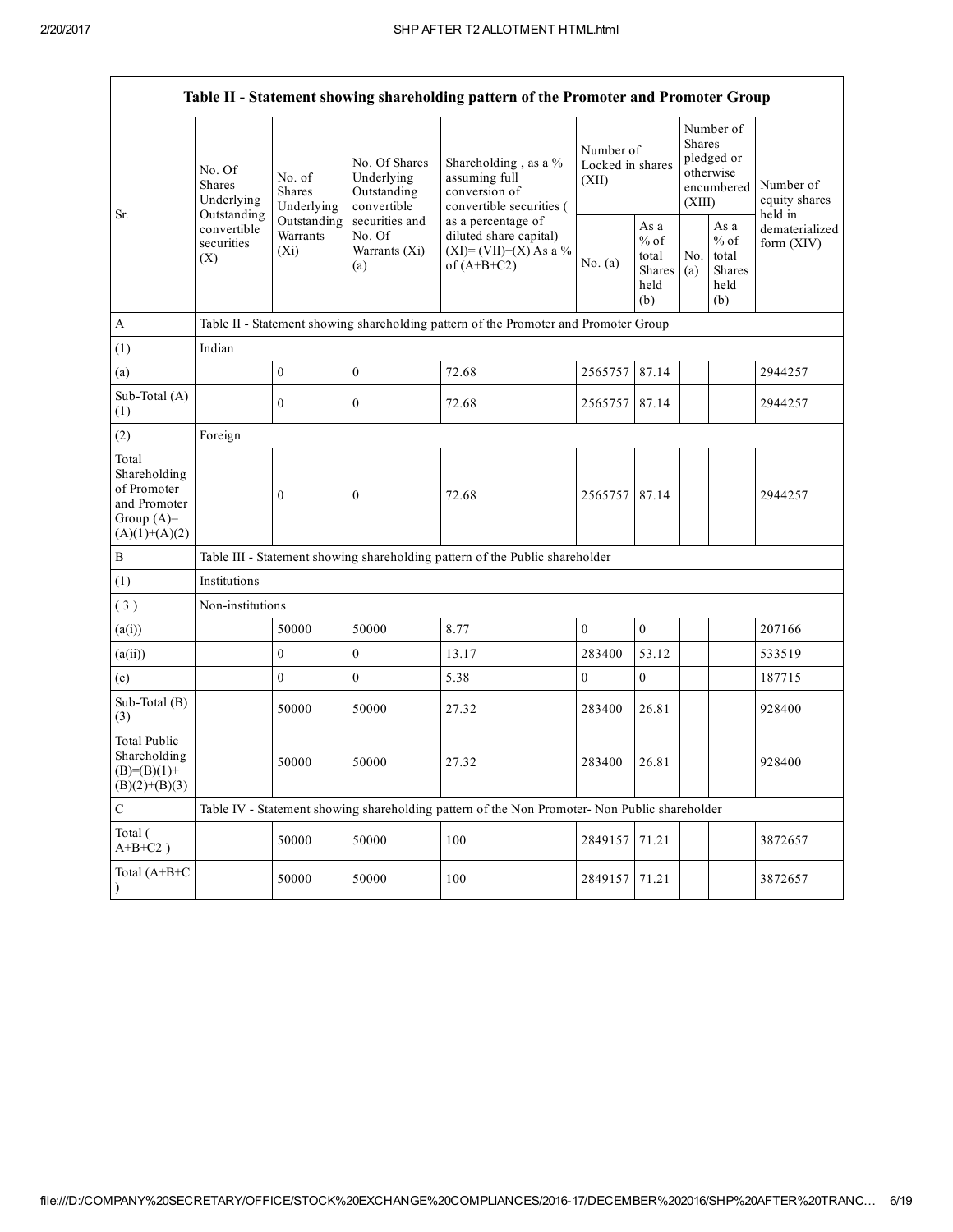| Table II - Statement showing shareholding pattern of the Promoter and Promoter Group | | | | | | | | | |
|---|---|---|---|---|---|---|---|---|---|
| Sr. | No. Of Shares Underlying Outstanding convertible securities (X) | No. of Shares Underlying Outstanding Warrants (Xi) | No. Of Shares Underlying Outstanding convertible securities and No. Of Warrants (Xi) (a) | Shareholding , as a % assuming full conversion of convertible securities ( as a percentage of diluted share capital) (XI)= (VII)+(X) As a % of (A+B+C2) | Number of Locked in shares (XII) | | Number of Shares pledged or otherwise encumbered (XIII) | | Number of equity shares held in dematerialized form (XIV) |
| | | | | | No. (a) | As a % of total Shares held (b) | No. (a) | As a % of total Shares held (b) | |
| A | Table II - Statement showing shareholding pattern of the Promoter and Promoter Group | | | | | | | | |
| (1) | Indian | | | | | | | | |
| (a) | | 0 | 0 | 72.68 | 2565757 | 87.14 | | | 2944257 |
| Sub-Total (A) (1) | | 0 | 0 | 72.68 | 2565757 | 87.14 | | | 2944257 |
| (2) | Foreign | | | | | | | | |
| Total Shareholding of Promoter and Promoter Group (A)= (A)(1)+(A)(2) | | 0 | 0 | 72.68 | 2565757 | 87.14 | | | 2944257 |
| B | Table III - Statement showing shareholding pattern of the Public shareholder | | | | | | | | |
| (1) | Institutions | | | | | | | | |
| ( 3 ) | Non-institutions | | | | | | | | |
| (a(i)) | | 50000 | 50000 | 8.77 | 0 | 0 | | | 207166 |
| (a(ii)) | | 0 | 0 | 13.17 | 283400 | 53.12 | | | 533519 |
| (e) | | 0 | 0 | 5.38 | 0 | 0 | | | 187715 |
| Sub-Total (B) (3) | | 50000 | 50000 | 27.32 | 283400 | 26.81 | | | 928400 |
| Total Public Shareholding (B)=(B)(1)+ (B)(2)+(B)(3) | | 50000 | 50000 | 27.32 | 283400 | 26.81 | | | 928400 |
| C | Table IV - Statement showing shareholding pattern of the Non Promoter- Non Public shareholder | | | | | | | | |
| Total ( A+B+C2 ) | | 50000 | 50000 | 100 | 2849157 | 71.21 | | | 3872657 |
| Total (A+B+C ) | | 50000 | 50000 | 100 | 2849157 | 71.21 | | | 3872657 |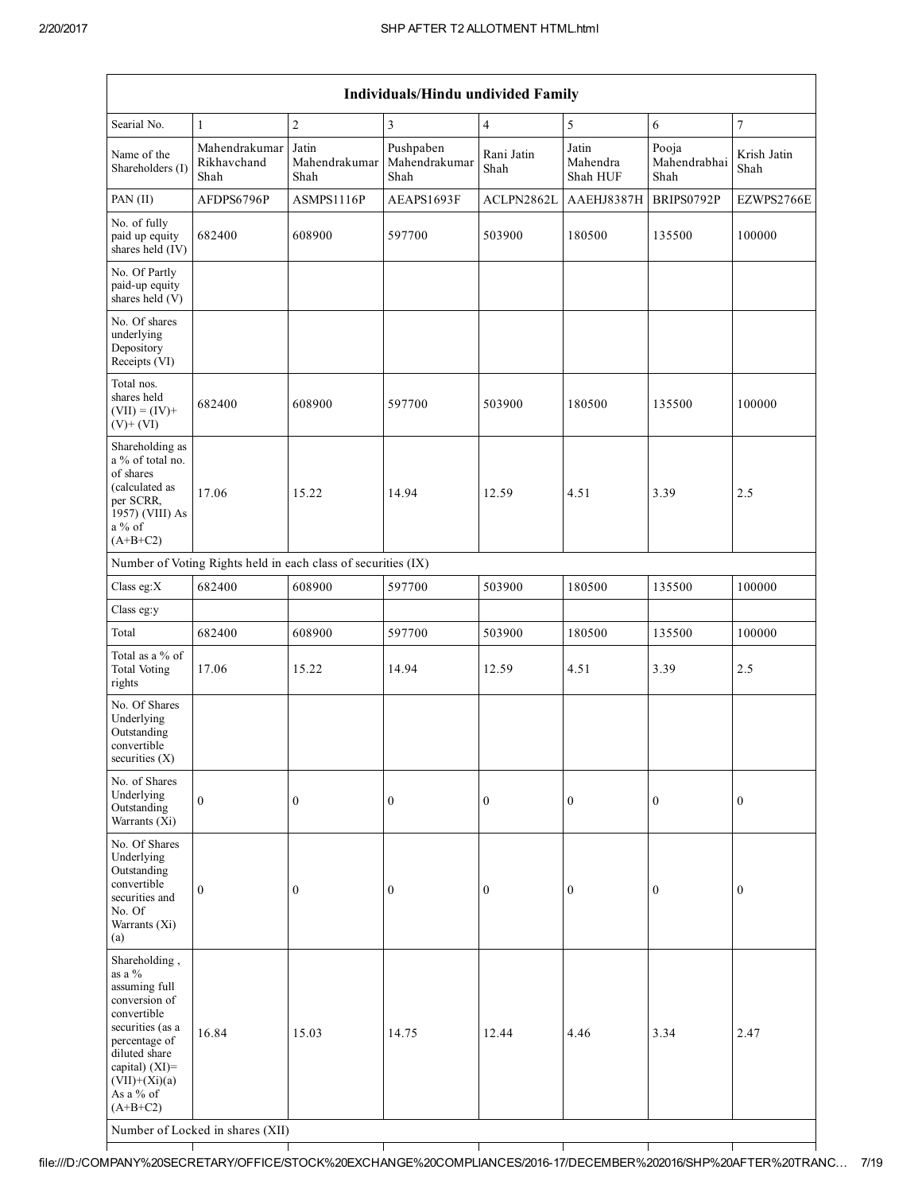| Individuals/Hindu undivided Family | | | | | | | |
|---|---|---|---|---|---|---|---|
| Searial No. | 1 | 2 | 3 | 4 | 5 | 6 | 7 |
| Name of the Shareholders (I) | Mahendrakumar Rikhavchand Shah | Jatin Mahendrakumar Shah | Pushpaben Mahendrakumar Shah | Rani Jatin Shah | Jatin Mahendra Shah HUF | Pooja Mahendrabhai Shah | Krish Jatin Shah |
| PAN (II) | AFDPS6796P | ASMPS1116P | AEAPS1693F | ACLPN2862L | AAEHJ8387H | BRIPS0792P | EZWPS2766E |
| No. of fully paid up equity shares held (IV) | 682400 | 608900 | 597700 | 503900 | 180500 | 135500 | 100000 |
| No. Of Partly paid-up equity shares held (V) | | | | | | | |
| No. Of shares underlying Depository Receipts (VI) | | | | | | | |
| Total nos. shares held (VII) = (IV)+ (V)+ (VI) | 682400 | 608900 | 597700 | 503900 | 180500 | 135500 | 100000 |
| Shareholding as a % of total no. of shares (calculated as per SCRR, 1957) (VIII) As a % of (A+B+C2) | 17.06 | 15.22 | 14.94 | 12.59 | 4.51 | 3.39 | 2.5 |
| Number of Voting Rights held in each class of securities (IX) | | | | | | | |
| Class eg:X | 682400 | 608900 | 597700 | 503900 | 180500 | 135500 | 100000 |
| Class eg:y | | | | | | | |
| Total | 682400 | 608900 | 597700 | 503900 | 180500 | 135500 | 100000 |
| Total as a % of Total Voting rights | 17.06 | 15.22 | 14.94 | 12.59 | 4.51 | 3.39 | 2.5 |
| No. Of Shares Underlying Outstanding convertible securities (X) | | | | | | | |
| No. of Shares Underlying Outstanding Warrants (Xi) | 0 | 0 | 0 | 0 | 0 | 0 | 0 |
| No. Of Shares Underlying Outstanding convertible securities and No. Of Warrants (Xi) (a) | 0 | 0 | 0 | 0 | 0 | 0 | 0 |
| Shareholding , as a % assuming full conversion of convertible securities (as a percentage of diluted share capital) (XI)= (VII)+(Xi)(a) As a % of (A+B+C2) | 16.84 | 15.03 | 14.75 | 12.44 | 4.46 | 3.34 | 2.47 |
| Number of Locked in shares (XII) | | | | | | | |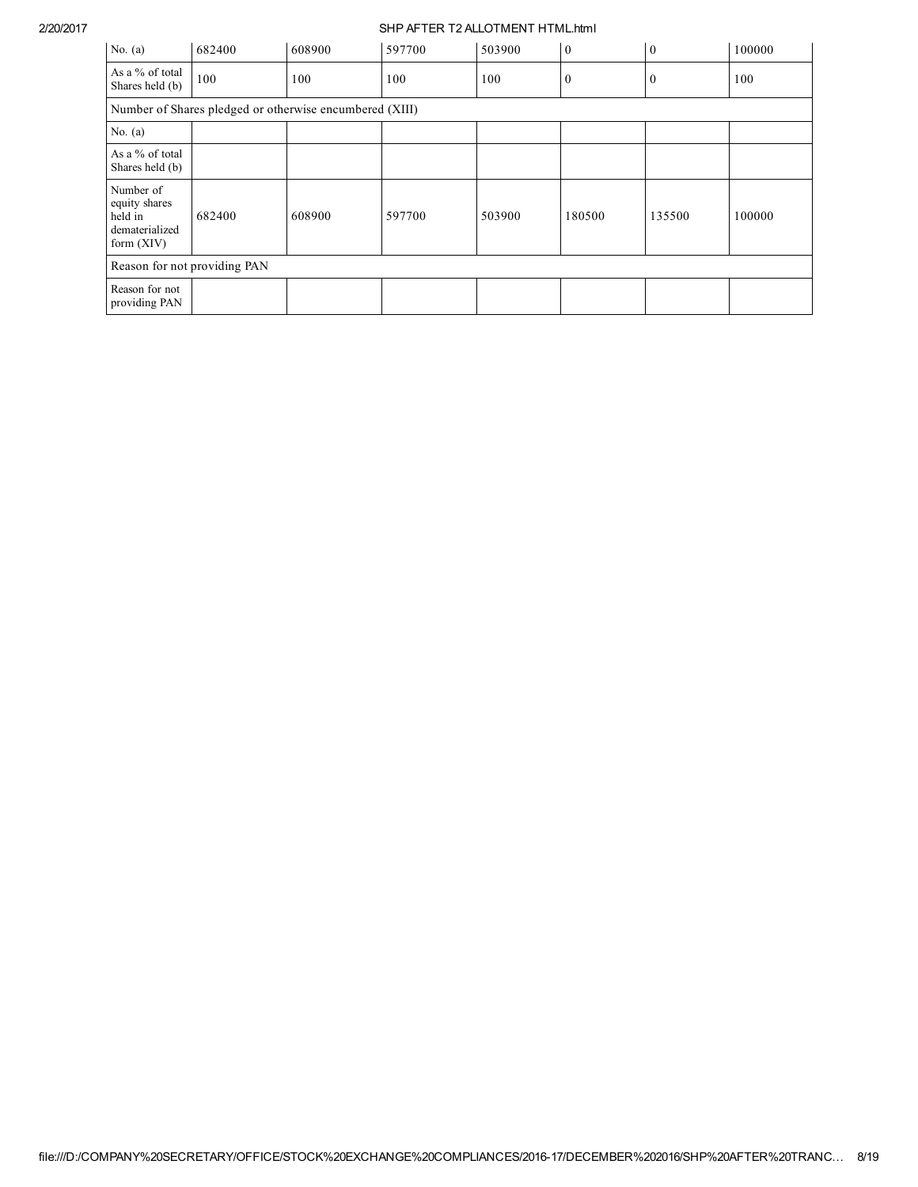| No. (a) | 682400 | 608900 | 597700 | 503900 | 0 | 0 | 100000 |
|---|---|---|---|---|---|---|---|
| As a % of total Shares held (b) | 100 | 100 | 100 | 100 | 0 | 0 | 100 |
| Number of Shares pledged or otherwise encumbered (XIII) | | | | | | | |
| No. (a) | | | | | | | |
| As a % of total Shares held (b) | | | | | | | |
| Number of equity shares held in dematerialized form (XIV) | 682400 | 608900 | 597700 | 503900 | 180500 | 135500 | 100000 |
| Reason for not providing PAN | | | | | | | |
| Reason for not providing PAN | | | | | | | |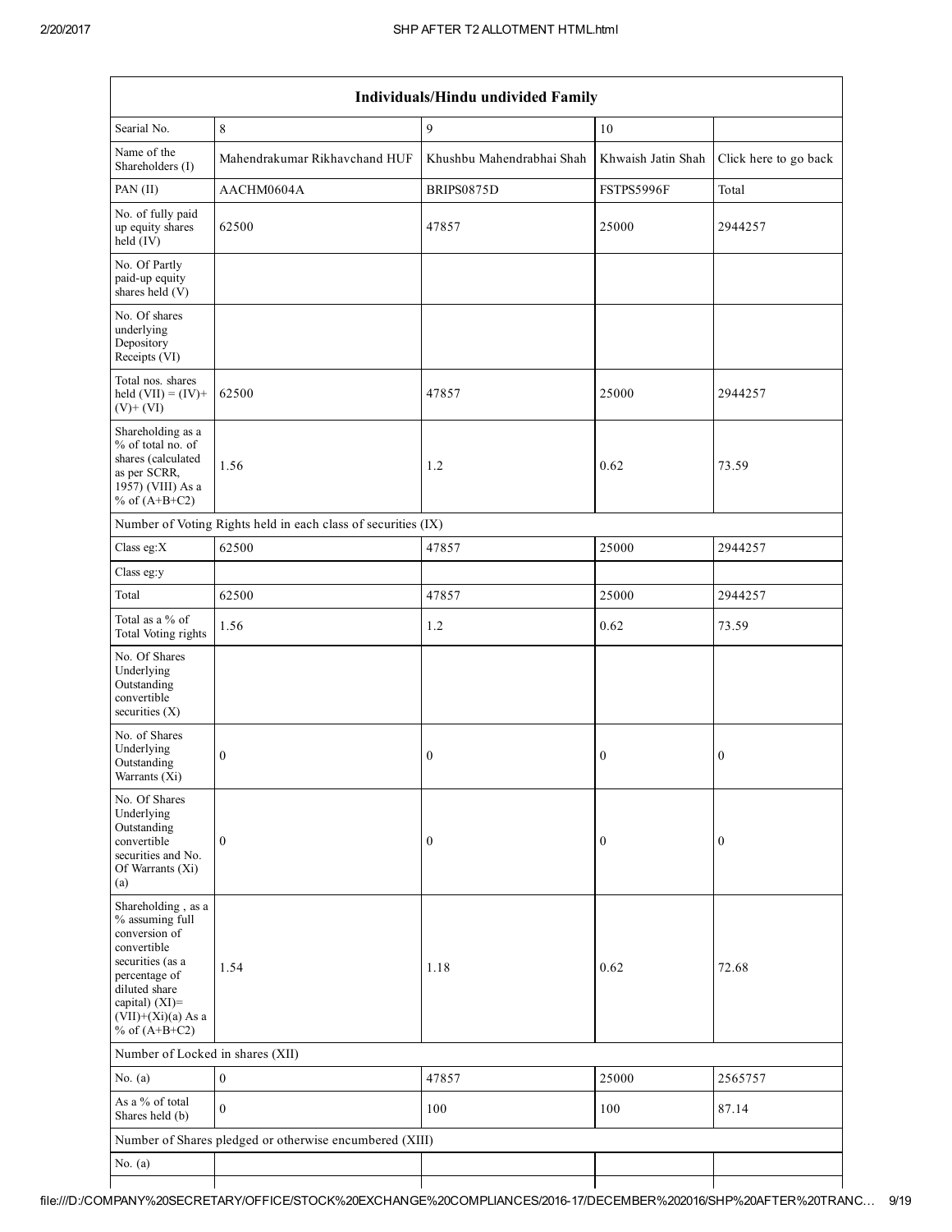| Individuals/Hindu undivided Family | | | | |
|---|---|---|---|---|
| Searial No. | 8 | 9 | 10 | |
| Name of the Shareholders (I) | Mahendrakumar Rikhavchand HUF | Khushbu Mahendrabhai Shah | Khwaish Jatin Shah | Click here to go back |
| PAN (II) | AACHM0604A | BRIPS0875D | FSTPS5996F | Total |
| No. of fully paid up equity shares held (IV) | 62500 | 47857 | 25000 | 2944257 |
| No. Of Partly paid-up equity shares held (V) | | | | |
| No. Of shares underlying Depository Receipts (VI) | | | | |
| Total nos. shares held (VII) = (IV)+ (V)+ (VI) | 62500 | 47857 | 25000 | 2944257 |
| Shareholding as a % of total no. of shares (calculated as per SCRR, 1957) (VIII) As a % of (A+B+C2) | 1.56 | 1.2 | 0.62 | 73.59 |
| Number of Voting Rights held in each class of securities (IX) | | | | |
| Class eg:X | 62500 | 47857 | 25000 | 2944257 |
| Class eg:y | | | | |
| Total | 62500 | 47857 | 25000 | 2944257 |
| Total as a % of Total Voting rights | 1.56 | 1.2 | 0.62 | 73.59 |
| No. Of Shares Underlying Outstanding convertible securities (X) | | | | |
| No. of Shares Underlying Outstanding Warrants (Xi) | 0 | 0 | 0 | 0 |
| No. Of Shares Underlying Outstanding convertible securities and No. Of Warrants (Xi) (a) | 0 | 0 | 0 | 0 |
| Shareholding , as a % assuming full conversion of convertible securities (as a percentage of diluted share capital) (XI)= (VII)+(Xi)(a) As a % of (A+B+C2) | 1.54 | 1.18 | 0.62 | 72.68 |
| Number of Locked in shares (XII) | | | | |
| No. (a) | 0 | 47857 | 25000 | 2565757 |
| As a % of total Shares held (b) | 0 | 100 | 100 | 87.14 |
| Number of Shares pledged or otherwise encumbered (XIII) | | | | |
| No. (a) | | | | |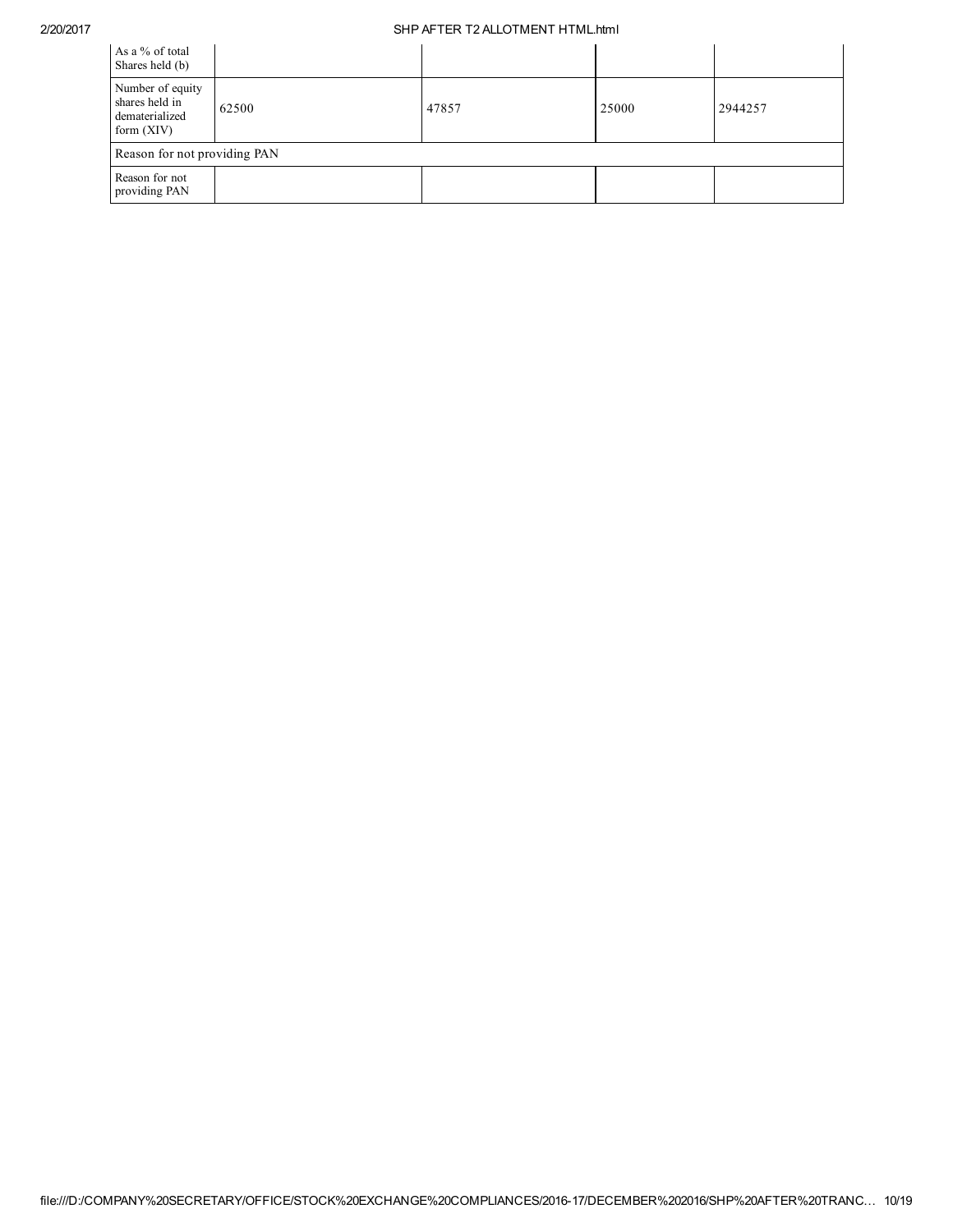| As a % of total Shares held (b) | | | | |
|---|---|---|---|---|
| Number of equity shares held in dematerialized form (XIV) | 62500 | 47857 | 25000 | 2944257 |
| Reason for not providing PAN | | | | |
| Reason for not providing PAN | | | | |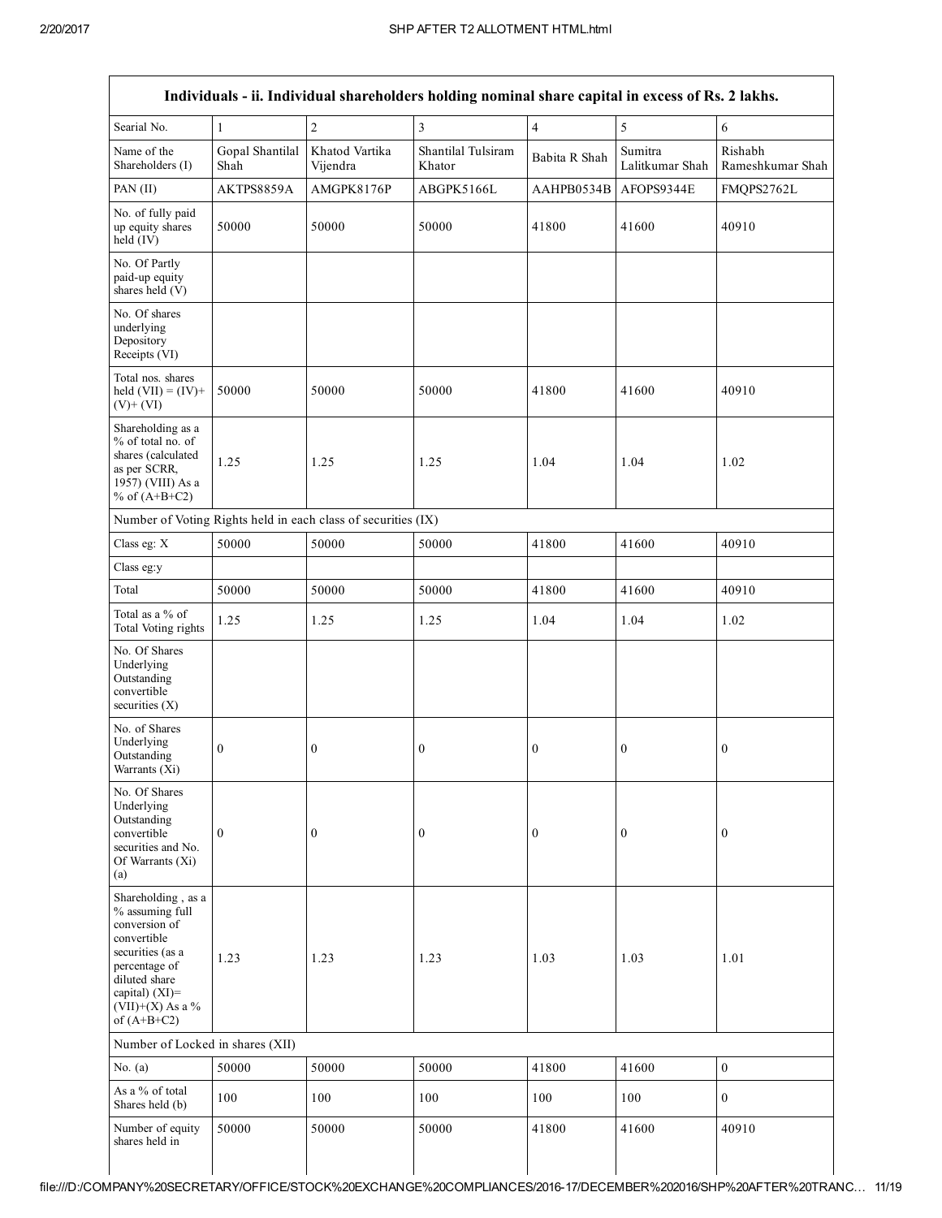| Individuals - ii. Individual shareholders holding nominal share capital in excess of Rs. 2 lakhs. | | | | | | |
|---|---|---|---|---|---|---|
| Searial No. | 1 | 2 | 3 | 4 | 5 | 6 |
| Name of the Shareholders (I) | Gopal Shantilal Shah | Khatod Vartika Vijendra | Shantilal Tulsiram Khator | Babita R Shah | Sumitra Lalitkumar Shah | Rishabh Rameshkumar Shah |
| PAN (II) | AKTPS8859A | AMGPK8176P | ABGPK5166L | AAHPB0534B | AFOPS9344E | FMQPS2762L |
| No. of fully paid up equity shares held (IV) | 50000 | 50000 | 50000 | 41800 | 41600 | 40910 |
| No. Of Partly paid-up equity shares held (V) | | | | | | |
| No. Of shares underlying Depository Receipts (VI) | | | | | | |
| Total nos. shares held (VII) = (IV)+ (V)+ (VI) | 50000 | 50000 | 50000 | 41800 | 41600 | 40910 |
| Shareholding as a % of total no. of shares (calculated as per SCRR, 1957) (VIII) As a % of (A+B+C2) | 1.25 | 1.25 | 1.25 | 1.04 | 1.04 | 1.02 |
| Number of Voting Rights held in each class of securities (IX) | | | | | | |
| Class eg: X | 50000 | 50000 | 50000 | 41800 | 41600 | 40910 |
| Class eg:y | | | | | | |
| Total | 50000 | 50000 | 50000 | 41800 | 41600 | 40910 |
| Total as a % of Total Voting rights | 1.25 | 1.25 | 1.25 | 1.04 | 1.04 | 1.02 |
| No. Of Shares Underlying Outstanding convertible securities (X) | | | | | | |
| No. of Shares Underlying Outstanding Warrants (Xi) | 0 | 0 | 0 | 0 | 0 | 0 |
| No. Of Shares Underlying Outstanding convertible securities and No. Of Warrants (Xi) (a) | 0 | 0 | 0 | 0 | 0 | 0 |
| Shareholding , as a % assuming full conversion of convertible securities (as a percentage of diluted share capital) (XI)= (VII)+(X) As a % of (A+B+C2) | 1.23 | 1.23 | 1.23 | 1.03 | 1.03 | 1.01 |
| Number of Locked in shares (XII) | | | | | | |
| No. (a) | 50000 | 50000 | 50000 | 41800 | 41600 | 0 |
| As a % of total Shares held (b) | 100 | 100 | 100 | 100 | 100 | 0 |
| Number of equity shares held in | 50000 | 50000 | 50000 | 41800 | 41600 | 40910 |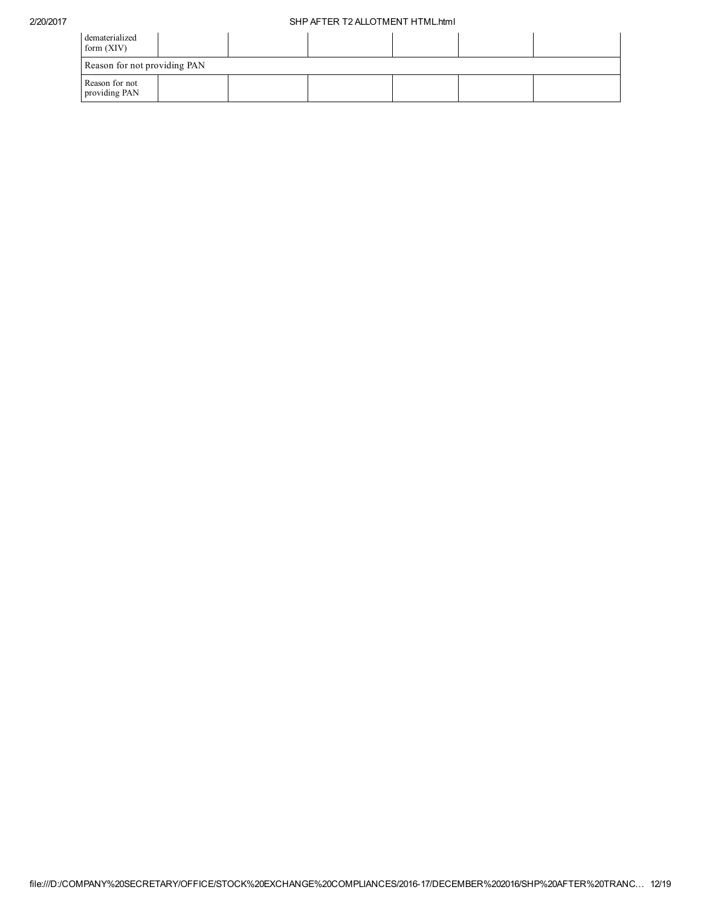| dematerialized form (XIV) | | | | | | |
|---|---|---|---|---|---|---|
| Reason for not providing PAN | | | | | | |
| Reason for not providing PAN | | | | | | |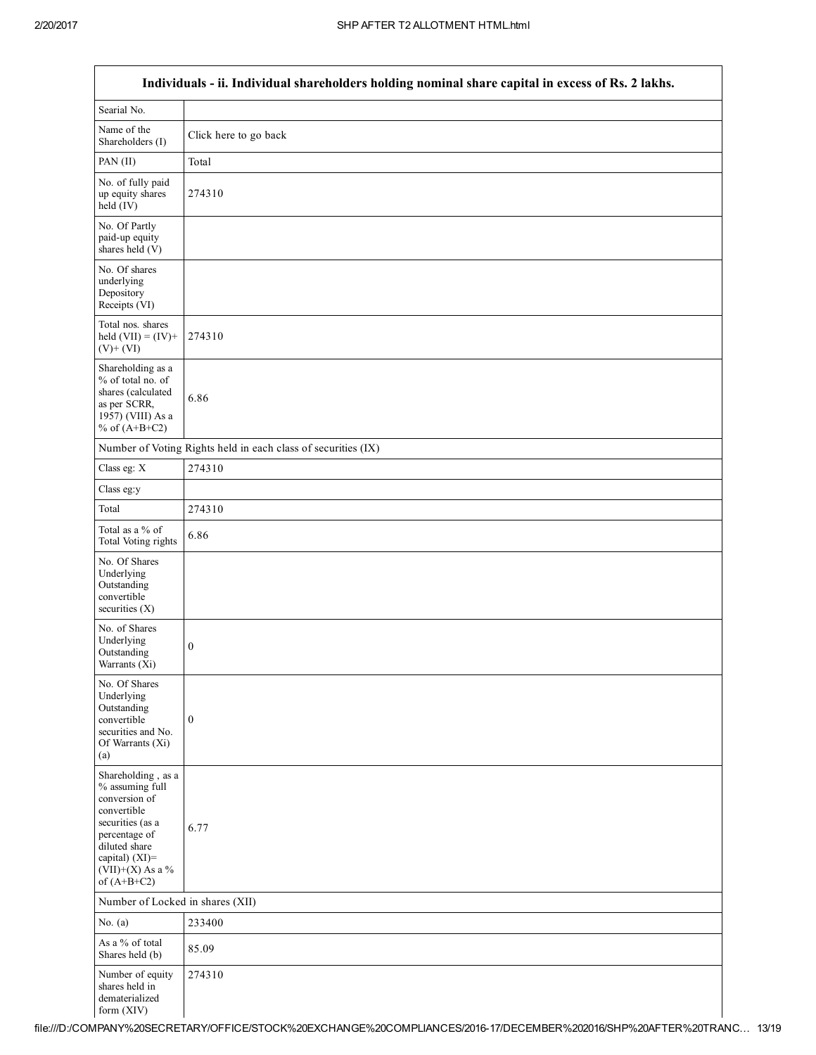| Individuals - ii. Individual shareholders holding nominal share capital in excess of Rs. 2 lakhs. | |
|---|---|
| Searial No. | |
| Name of the Shareholders (I) | Click here to go back |
| PAN (II) | Total |
| No. of fully paid up equity shares held (IV) | 274310 |
| No. Of Partly paid-up equity shares held (V) | |
| No. Of shares underlying Depository Receipts (VI) | |
| Total nos. shares held (VII) = (IV)+ (V)+ (VI) | 274310 |
| Shareholding as a % of total no. of shares (calculated as per SCRR, 1957) (VIII) As a % of (A+B+C2) | 6.86 |
| Number of Voting Rights held in each class of securities (IX) | |
| Class eg: X | 274310 |
| Class eg:y | |
| Total | 274310 |
| Total as a % of Total Voting rights | 6.86 |
| No. Of Shares Underlying Outstanding convertible securities (X) | |
| No. of Shares Underlying Outstanding Warrants (Xi) | 0 |
| No. Of Shares Underlying Outstanding convertible securities and No. Of Warrants (Xi) (a) | 0 |
| Shareholding , as a % assuming full conversion of convertible securities (as a percentage of diluted share capital) (XI)= (VII)+(X) As a % of (A+B+C2) | 6.77 |
| Number of Locked in shares (XII) | |
| No. (a) | 233400 |
| As a % of total Shares held (b) | 85.09 |
| Number of equity shares held in dematerialized form (XIV) | 274310 |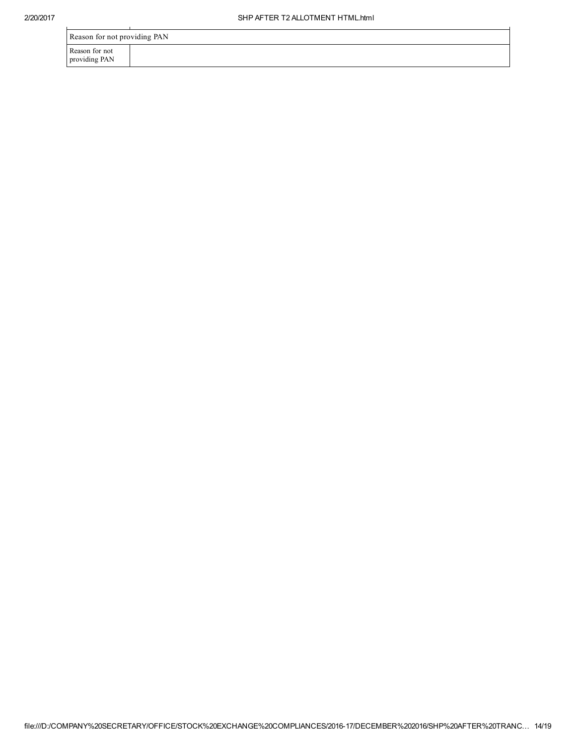| Reason for not providing PAN | |
|---|---|
| Reason for not providing PAN | |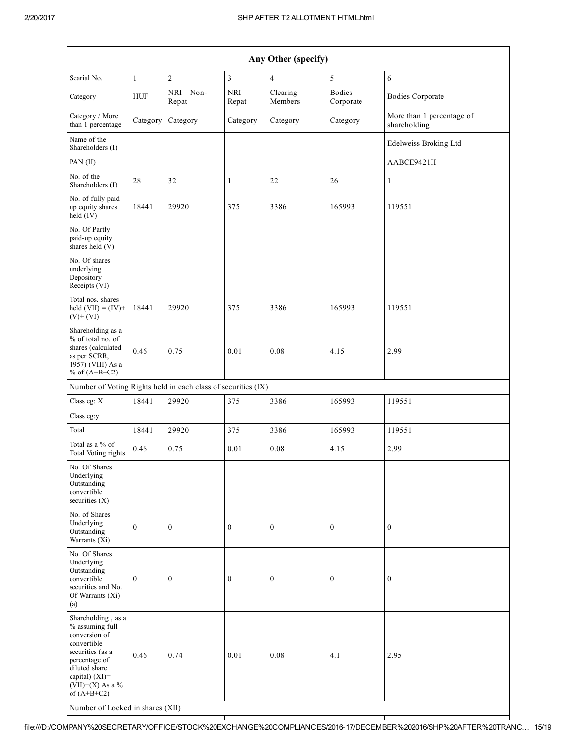| Any Other (specify) | | | | | | |
|---|---|---|---|---|---|---|
| Searial No. | 1 | 2 | 3 | 4 | 5 | 6 |
| Category | HUF | NRI – Non-Repat | NRI – Repat | Clearing Members | Bodies Corporate | Bodies Corporate |
| Category / More than 1 percentage | Category | Category | Category | Category | Category | More than 1 percentage of shareholding |
| Name of the Shareholders (I) | | | | | | Edelweiss Broking Ltd |
| PAN (II) | | | | | | AABCE9421H |
| No. of the Shareholders (I) | 28 | 32 | 1 | 22 | 26 | 1 |
| No. of fully paid up equity shares held (IV) | 18441 | 29920 | 375 | 3386 | 165993 | 119551 |
| No. Of Partly paid-up equity shares held (V) | | | | | | |
| No. Of shares underlying Depository Receipts (VI) | | | | | | |
| Total nos. shares held (VII) = (IV)+ (V)+ (VI) | 18441 | 29920 | 375 | 3386 | 165993 | 119551 |
| Shareholding as a % of total no. of shares (calculated as per SCRR, 1957) (VIII) As a % of (A+B+C2) | 0.46 | 0.75 | 0.01 | 0.08 | 4.15 | 2.99 |
| Number of Voting Rights held in each class of securities (IX) | | | | | | |
| Class eg: X | 18441 | 29920 | 375 | 3386 | 165993 | 119551 |
| Class eg:y | | | | | | |
| Total | 18441 | 29920 | 375 | 3386 | 165993 | 119551 |
| Total as a % of Total Voting rights | 0.46 | 0.75 | 0.01 | 0.08 | 4.15 | 2.99 |
| No. Of Shares Underlying Outstanding convertible securities (X) | | | | | | |
| No. of Shares Underlying Outstanding Warrants (Xi) | 0 | 0 | 0 | 0 | 0 | 0 |
| No. Of Shares Underlying Outstanding convertible securities and No. Of Warrants (Xi) (a) | 0 | 0 | 0 | 0 | 0 | 0 |
| Shareholding , as a % assuming full conversion of convertible securities (as a percentage of diluted share capital) (XI)= (VII)+(X) As a % of (A+B+C2) | 0.46 | 0.74 | 0.01 | 0.08 | 4.1 | 2.95 |
| Number of Locked in shares (XII) | | | | | | |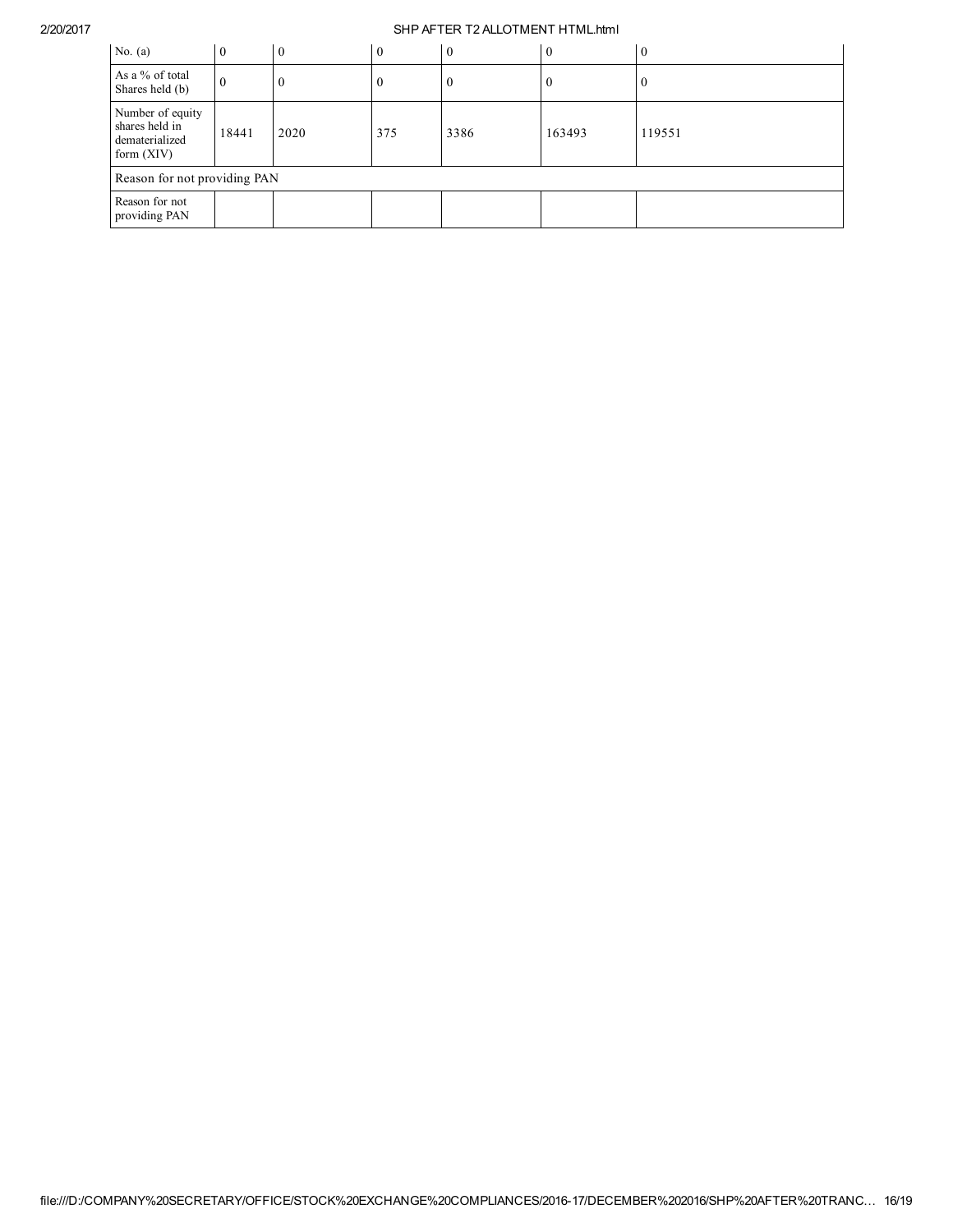| | | | | | | |
|---|---|---|---|---|---|---|
| No. (a) | 0 | 0 | 0 | 0 | 0 | 0 |
| As a % of total Shares held (b) | 0 | 0 | 0 | 0 | 0 | 0 |
| Number of equity shares held in dematerialized form (XIV) | 18441 | 2020 | 375 | 3386 | 163493 | 119551 |
| Reason for not providing PAN | | | | | | |
| Reason for not providing PAN | | | | | | |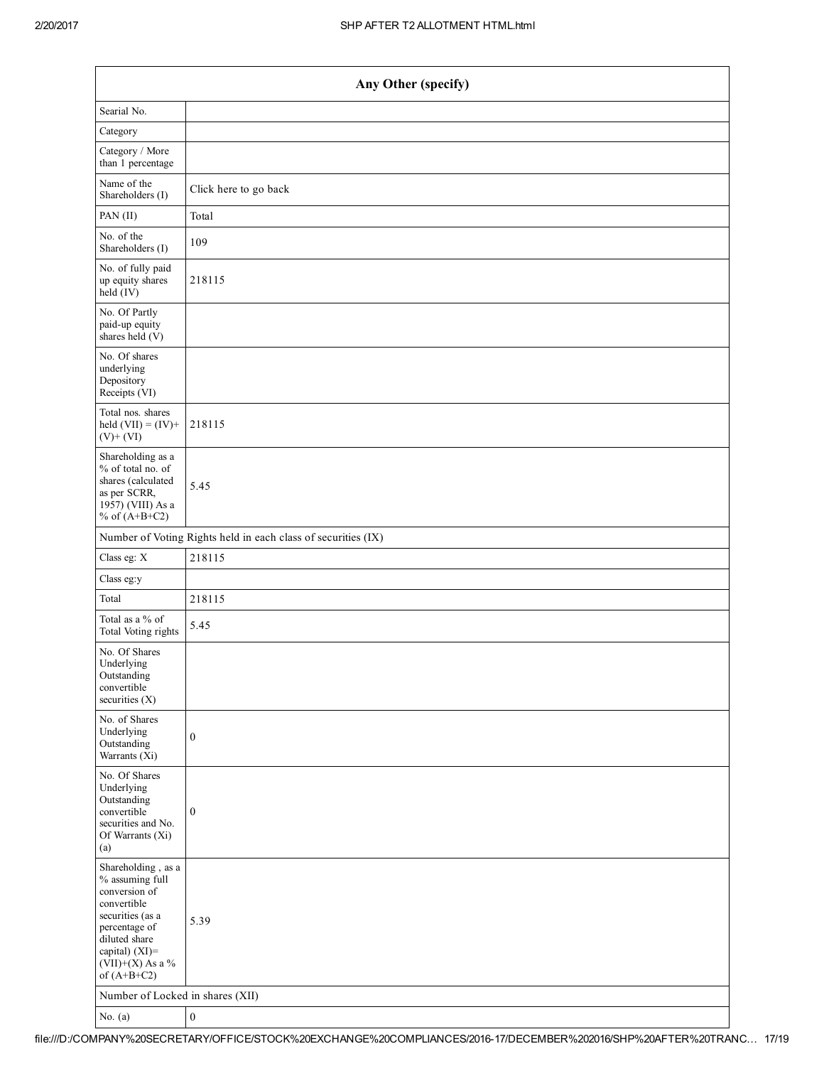| Any Other (specify) | |
|---|---|
| Searial No. | |
| Category | |
| Category / More than 1 percentage | |
| Name of the Shareholders (I) | Click here to go back |
| PAN (II) | Total |
| No. of the Shareholders (I) | 109 |
| No. of fully paid up equity shares held (IV) | 218115 |
| No. Of Partly paid-up equity shares held (V) | |
| No. Of shares underlying Depository Receipts (VI) | |
| Total nos. shares held (VII) = (IV)+ (V)+ (VI) | 218115 |
| Shareholding as a % of total no. of shares (calculated as per SCRR, 1957) (VIII) As a % of (A+B+C2) | 5.45 |
| Number of Voting Rights held in each class of securities (IX) | |
| Class eg: X | 218115 |
| Class eg:y | |
| Total | 218115 |
| Total as a % of Total Voting rights | 5.45 |
| No. Of Shares Underlying Outstanding convertible securities (X) | |
| No. of Shares Underlying Outstanding Warrants (Xi) | 0 |
| No. Of Shares Underlying Outstanding convertible securities and No. Of Warrants (Xi) (a) | 0 |
| Shareholding , as a % assuming full conversion of convertible securities (as a percentage of diluted share capital) (XI)= (VII)+(X) As a % of (A+B+C2) | 5.39 |
| Number of Locked in shares (XII) | |
| No. (a) | 0 |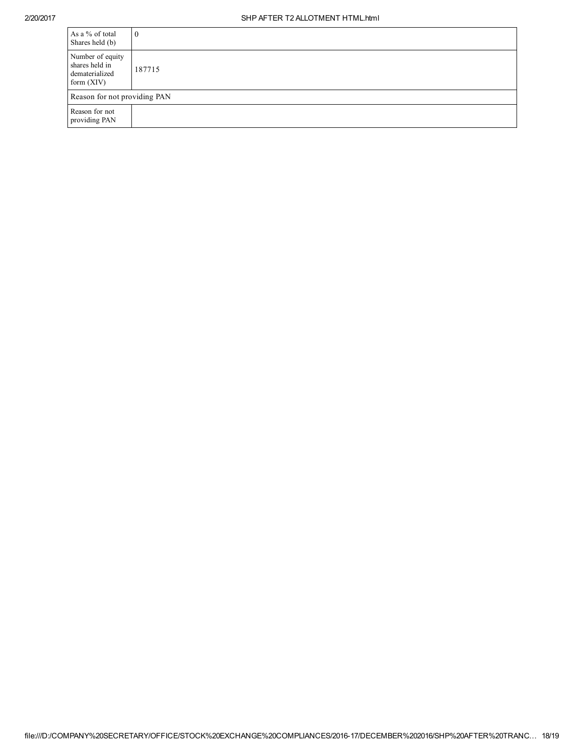| | |
|---|---|
| As a % of total Shares held (b) | 0 |
| Number of equity shares held in dematerialized form (XIV) | 187715 |
| Reason for not providing PAN | |
| Reason for not providing PAN | |